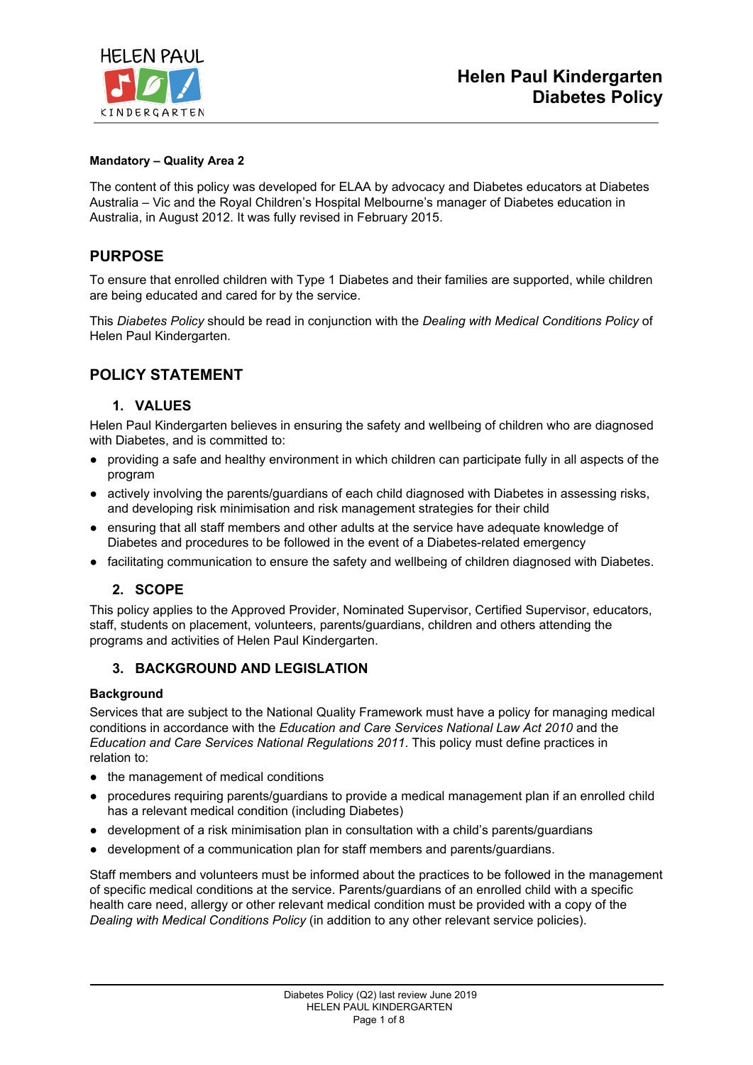# Helen Paul Kindergarten Diabetes Policy

**Mandatory – Quality Area 2**

The content of this policy was developed for ELAA by advocacy and Diabetes educators at Diabetes Australia – Vic and the Royal Children's Hospital Melbourne's manager of Diabetes education in Australia, in August 2012. It was fully revised in February 2015.

## PURPOSE

To ensure that enrolled children with Type 1 Diabetes and their families are supported, while children are being educated and cared for by the service.

This *Diabetes Policy* should be read in conjunction with the *Dealing with Medical Conditions Policy* of Helen Paul Kindergarten.

## POLICY STATEMENT

### 1. VALUES

Helen Paul Kindergarten believes in ensuring the safety and wellbeing of children who are diagnosed with Diabetes, and is committed to:

- providing a safe and healthy environment in which children can participate fully in all aspects of the program
- actively involving the parents/guardians of each child diagnosed with Diabetes in assessing risks, and developing risk minimisation and risk management strategies for their child
- ensuring that all staff members and other adults at the service have adequate knowledge of Diabetes and procedures to be followed in the event of a Diabetes-related emergency
- facilitating communication to ensure the safety and wellbeing of children diagnosed with Diabetes.

### 2. SCOPE

This policy applies to the Approved Provider, Nominated Supervisor, Certified Supervisor, educators, staff, students on placement, volunteers, parents/guardians, children and others attending the programs and activities of Helen Paul Kindergarten.

### 3. BACKGROUND AND LEGISLATION

**Background**

Services that are subject to the National Quality Framework must have a policy for managing medical conditions in accordance with the *Education and Care Services National Law Act 2010* and the *Education and Care Services National Regulations 2011*. This policy must define practices in relation to:

- the management of medical conditions
- procedures requiring parents/guardians to provide a medical management plan if an enrolled child has a relevant medical condition (including Diabetes)
- development of a risk minimisation plan in consultation with a child's parents/guardians
- development of a communication plan for staff members and parents/guardians.

Staff members and volunteers must be informed about the practices to be followed in the management of specific medical conditions at the service. Parents/guardians of an enrolled child with a specific health care need, allergy or other relevant medical condition must be provided with a copy of the *Dealing with Medical Conditions Policy* (in addition to any other relevant service policies).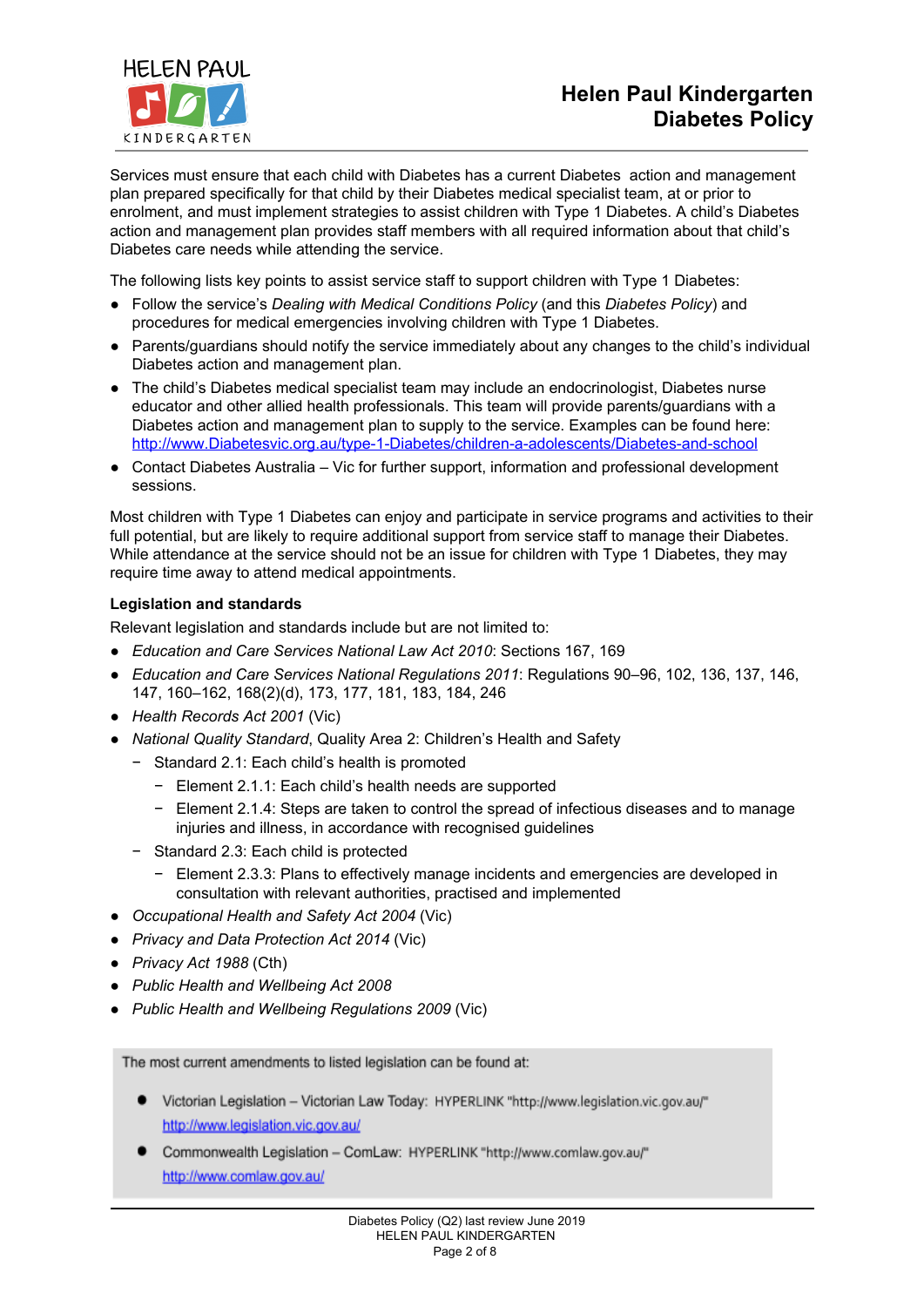Services must ensure that each child with Diabetes has a current Diabetes action and management plan prepared specifically for that child by their Diabetes medical specialist team, at or prior to enrolment, and must implement strategies to assist children with Type 1 Diabetes. A child's Diabetes action and management plan provides staff members with all required information about that child's Diabetes care needs while attending the service.

The following lists key points to assist service staff to support children with Type 1 Diabetes:

- Follow the service's *Dealing with Medical Conditions Policy* (and this *Diabetes Policy*) and procedures for medical emergencies involving children with Type 1 Diabetes.
- Parents/guardians should notify the service immediately about any changes to the child's individual Diabetes action and management plan.
- The child's Diabetes medical specialist team may include an endocrinologist, Diabetes nurse educator and other allied health professionals. This team will provide parents/guardians with a Diabetes action and management plan to supply to the service. Examples can be found here: [http://www.Diabetesvic.org.au/type-1-Diabetes/children-a-adolescents/Diabetes-and-school](http://www.Diabetesvic.org.au/type-1-Diabetes/children-a-adolescents/Diabetes-and-school)
- Contact Diabetes Australia – Vic for further support, information and professional development sessions.

Most children with Type 1 Diabetes can enjoy and participate in service programs and activities to their full potential, but are likely to require additional support from service staff to manage their Diabetes. While attendance at the service should not be an issue for children with Type 1 Diabetes, they may require time away to attend medical appointments.

**Legislation and standards**

Relevant legislation and standards include but are not limited to:

- *Education and Care Services National Law Act 2010*: Sections 167, 169
- *Education and Care Services National Regulations 2011*: Regulations 90–96, 102, 136, 137, 146, 147, 160–162, 168(2)(d), 173, 177, 181, 183, 184, 246
- *Health Records Act 2001* (Vic)
- *National Quality Standard*, Quality Area 2: Children's Health and Safety
  - Standard 2.1: Each child's health is promoted
    - Element 2.1.1: Each child's health needs are supported
    - Element 2.1.4: Steps are taken to control the spread of infectious diseases and to manage injuries and illness, in accordance with recognised guidelines
  - Standard 2.3: Each child is protected
    - Element 2.3.3: Plans to effectively manage incidents and emergencies are developed in consultation with relevant authorities, practised and implemented
- *Occupational Health and Safety Act 2004* (Vic)
- *Privacy and Data Protection Act 2014* (Vic)
- *Privacy Act 1988* (Cth)
- *Public Health and Wellbeing Act 2008*
- *Public Health and Wellbeing Regulations 2009* (Vic)

The most current amendments to listed legislation can be found at:

- Victorian Legislation – Victorian Law Today: HYPERLINK "http://www.legislation.vic.gov.au/" [http://www.legislation.vic.gov.au/](http://www.legislation.vic.gov.au/)
- Commonwealth Legislation – ComLaw: HYPERLINK "http://www.comlaw.gov.au/" [http://www.comlaw.gov.au/](http://www.comlaw.gov.au/)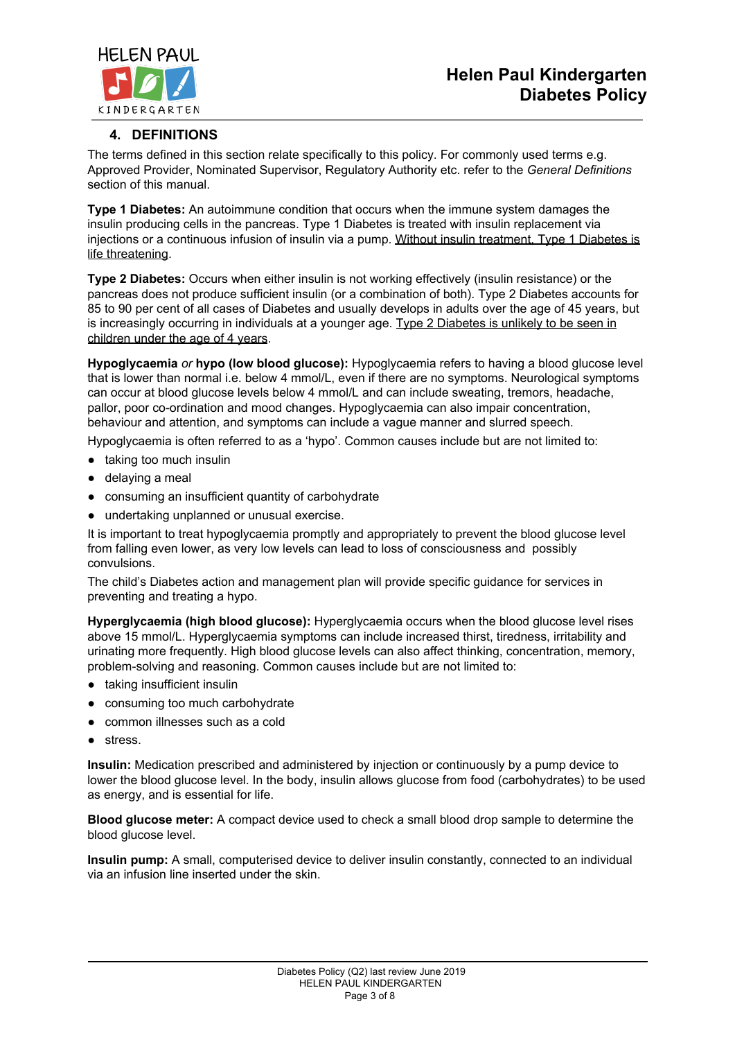## 4. DEFINITIONS

The terms defined in this section relate specifically to this policy. For commonly used terms e.g. Approved Provider, Nominated Supervisor, Regulatory Authority etc. refer to the *General Definitions* section of this manual.

**Type 1 Diabetes:** An autoimmune condition that occurs when the immune system damages the insulin producing cells in the pancreas. Type 1 Diabetes is treated with insulin replacement via injections or a continuous infusion of insulin via a pump. <u>Without insulin treatment, Type 1 Diabetes is life threatening</u>.

**Type 2 Diabetes:** Occurs when either insulin is not working effectively (insulin resistance) or the pancreas does not produce sufficient insulin (or a combination of both). Type 2 Diabetes accounts for 85 to 90 per cent of all cases of Diabetes and usually develops in adults over the age of 45 years, but is increasingly occurring in individuals at a younger age. <u>Type 2 Diabetes is unlikely to be seen in children under the age of 4 years</u>.

**Hypoglycaemia** *or* **hypo (low blood glucose):** Hypoglycaemia refers to having a blood glucose level that is lower than normal i.e. below 4 mmol/L, even if there are no symptoms. Neurological symptoms can occur at blood glucose levels below 4 mmol/L and can include sweating, tremors, headache, pallor, poor co-ordination and mood changes. Hypoglycaemia can also impair concentration, behaviour and attention, and symptoms can include a vague manner and slurred speech.

Hypoglycaemia is often referred to as a 'hypo'. Common causes include but are not limited to:

- taking too much insulin
- delaying a meal
- consuming an insufficient quantity of carbohydrate
- undertaking unplanned or unusual exercise.

It is important to treat hypoglycaemia promptly and appropriately to prevent the blood glucose level from falling even lower, as very low levels can lead to loss of consciousness and possibly convulsions.

The child's Diabetes action and management plan will provide specific guidance for services in preventing and treating a hypo.

**Hyperglycaemia (high blood glucose):** Hyperglycaemia occurs when the blood glucose level rises above 15 mmol/L. Hyperglycaemia symptoms can include increased thirst, tiredness, irritability and urinating more frequently. High blood glucose levels can also affect thinking, concentration, memory, problem-solving and reasoning. Common causes include but are not limited to:

- taking insufficient insulin
- consuming too much carbohydrate
- common illnesses such as a cold
- stress.

**Insulin:** Medication prescribed and administered by injection or continuously by a pump device to lower the blood glucose level. In the body, insulin allows glucose from food (carbohydrates) to be used as energy, and is essential for life.

**Blood glucose meter:** A compact device used to check a small blood drop sample to determine the blood glucose level.

**Insulin pump:** A small, computerised device to deliver insulin constantly, connected to an individual via an infusion line inserted under the skin.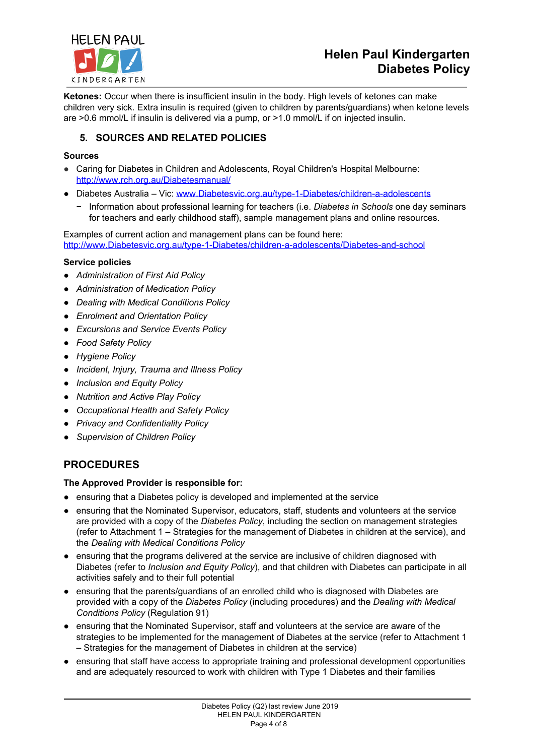**Ketones:** Occur when there is insufficient insulin in the body. High levels of ketones can make children very sick. Extra insulin is required (given to children by parents/guardians) when ketone levels are >0.6 mmol/L if insulin is delivered via a pump, or >1.0 mmol/L if on injected insulin.

## 5. SOURCES AND RELATED POLICIES

**Sources**

- Caring for Diabetes in Children and Adolescents, Royal Children's Hospital Melbourne: http://www.rch.org.au/Diabetesmanual/
- Diabetes Australia – Vic: www.Diabetesvic.org.au/type-1-Diabetes/children-a-adolescents
  - Information about professional learning for teachers (i.e. *Diabetes in Schools* one day seminars for teachers and early childhood staff), sample management plans and online resources.

Examples of current action and management plans can be found here: http://www.Diabetesvic.org.au/type-1-Diabetes/children-a-adolescents/Diabetes-and-school

**Service policies**

- *Administration of First Aid Policy*
- *Administration of Medication Policy*
- *Dealing with Medical Conditions Policy*
- *Enrolment and Orientation Policy*
- *Excursions and Service Events Policy*
- *Food Safety Policy*
- *Hygiene Policy*
- *Incident, Injury, Trauma and Illness Policy*
- *Inclusion and Equity Policy*
- *Nutrition and Active Play Policy*
- *Occupational Health and Safety Policy*
- *Privacy and Confidentiality Policy*
- *Supervision of Children Policy*

## PROCEDURES

**The Approved Provider is responsible for:**

- ensuring that a Diabetes policy is developed and implemented at the service
- ensuring that the Nominated Supervisor, educators, staff, students and volunteers at the service are provided with a copy of the *Diabetes Policy*, including the section on management strategies (refer to Attachment 1 – Strategies for the management of Diabetes in children at the service), and the *Dealing with Medical Conditions Policy*
- ensuring that the programs delivered at the service are inclusive of children diagnosed with Diabetes (refer to *Inclusion and Equity Policy*), and that children with Diabetes can participate in all activities safely and to their full potential
- ensuring that the parents/guardians of an enrolled child who is diagnosed with Diabetes are provided with a copy of the *Diabetes Policy* (including procedures) and the *Dealing with Medical Conditions Policy* (Regulation 91)
- ensuring that the Nominated Supervisor, staff and volunteers at the service are aware of the strategies to be implemented for the management of Diabetes at the service (refer to Attachment 1 – Strategies for the management of Diabetes in children at the service)
- ensuring that staff have access to appropriate training and professional development opportunities and are adequately resourced to work with children with Type 1 Diabetes and their families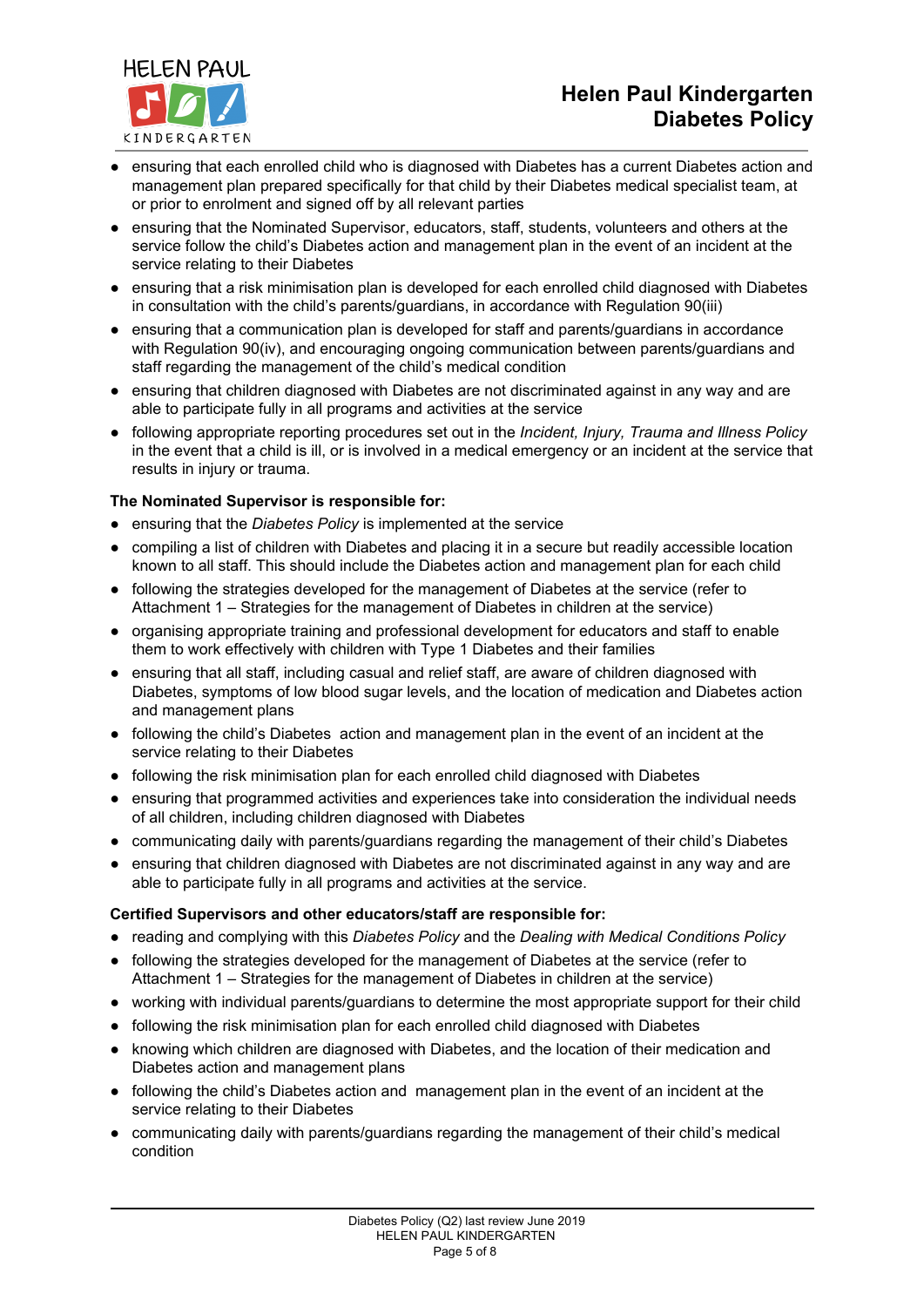- ensuring that each enrolled child who is diagnosed with Diabetes has a current Diabetes action and management plan prepared specifically for that child by their Diabetes medical specialist team, at or prior to enrolment and signed off by all relevant parties
- ensuring that the Nominated Supervisor, educators, staff, students, volunteers and others at the service follow the child's Diabetes action and management plan in the event of an incident at the service relating to their Diabetes
- ensuring that a risk minimisation plan is developed for each enrolled child diagnosed with Diabetes in consultation with the child's parents/guardians, in accordance with Regulation 90(iii)
- ensuring that a communication plan is developed for staff and parents/guardians in accordance with Regulation 90(iv), and encouraging ongoing communication between parents/guardians and staff regarding the management of the child's medical condition
- ensuring that children diagnosed with Diabetes are not discriminated against in any way and are able to participate fully in all programs and activities at the service
- following appropriate reporting procedures set out in the *Incident, Injury, Trauma and Illness Policy* in the event that a child is ill, or is involved in a medical emergency or an incident at the service that results in injury or trauma.

**The Nominated Supervisor is responsible for:**

- ensuring that the *Diabetes Policy* is implemented at the service
- compiling a list of children with Diabetes and placing it in a secure but readily accessible location known to all staff. This should include the Diabetes action and management plan for each child
- following the strategies developed for the management of Diabetes at the service (refer to Attachment 1 – Strategies for the management of Diabetes in children at the service)
- organising appropriate training and professional development for educators and staff to enable them to work effectively with children with Type 1 Diabetes and their families
- ensuring that all staff, including casual and relief staff, are aware of children diagnosed with Diabetes, symptoms of low blood sugar levels, and the location of medication and Diabetes action and management plans
- following the child's Diabetes action and management plan in the event of an incident at the service relating to their Diabetes
- following the risk minimisation plan for each enrolled child diagnosed with Diabetes
- ensuring that programmed activities and experiences take into consideration the individual needs of all children, including children diagnosed with Diabetes
- communicating daily with parents/guardians regarding the management of their child's Diabetes
- ensuring that children diagnosed with Diabetes are not discriminated against in any way and are able to participate fully in all programs and activities at the service.

**Certified Supervisors and other educators/staff are responsible for:**

- reading and complying with this *Diabetes Policy* and the *Dealing with Medical Conditions Policy*
- following the strategies developed for the management of Diabetes at the service (refer to Attachment 1 – Strategies for the management of Diabetes in children at the service)
- working with individual parents/guardians to determine the most appropriate support for their child
- following the risk minimisation plan for each enrolled child diagnosed with Diabetes
- knowing which children are diagnosed with Diabetes, and the location of their medication and Diabetes action and management plans
- following the child's Diabetes action and management plan in the event of an incident at the service relating to their Diabetes
- communicating daily with parents/guardians regarding the management of their child's medical condition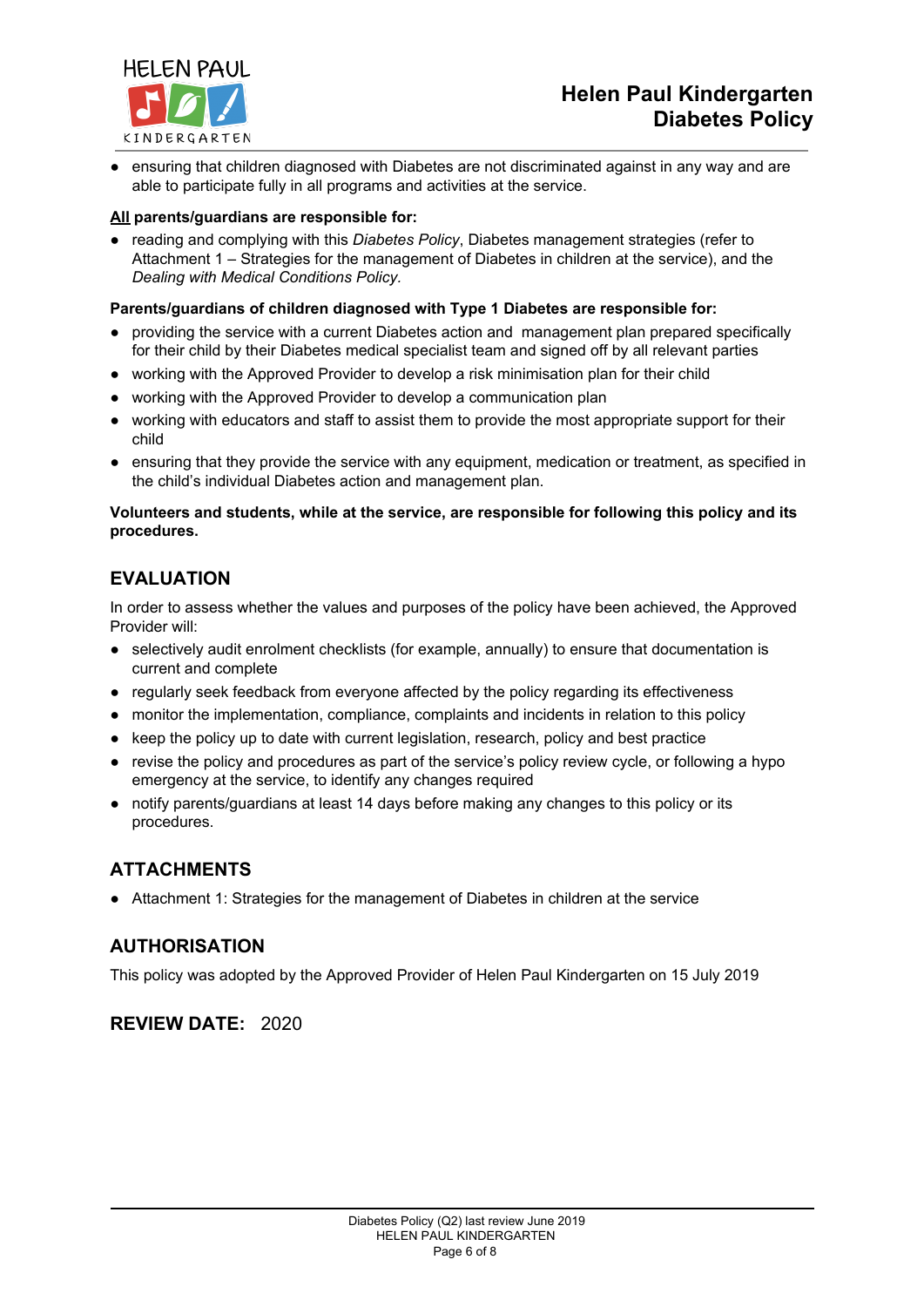- ensuring that children diagnosed with Diabetes are not discriminated against in any way and are able to participate fully in all programs and activities at the service.

**All parents/guardians are responsible for:**

- reading and complying with this *Diabetes Policy*, Diabetes management strategies (refer to Attachment 1 – Strategies for the management of Diabetes in children at the service), and the *Dealing with Medical Conditions Policy.*

**Parents/guardians of children diagnosed with Type 1 Diabetes are responsible for:**

- providing the service with a current Diabetes action and management plan prepared specifically for their child by their Diabetes medical specialist team and signed off by all relevant parties
- working with the Approved Provider to develop a risk minimisation plan for their child
- working with the Approved Provider to develop a communication plan
- working with educators and staff to assist them to provide the most appropriate support for their child
- ensuring that they provide the service with any equipment, medication or treatment, as specified in the child's individual Diabetes action and management plan.

**Volunteers and students, while at the service, are responsible for following this policy and its procedures.**

## EVALUATION

In order to assess whether the values and purposes of the policy have been achieved, the Approved Provider will:

- selectively audit enrolment checklists (for example, annually) to ensure that documentation is current and complete
- regularly seek feedback from everyone affected by the policy regarding its effectiveness
- monitor the implementation, compliance, complaints and incidents in relation to this policy
- keep the policy up to date with current legislation, research, policy and best practice
- revise the policy and procedures as part of the service's policy review cycle, or following a hypo emergency at the service, to identify any changes required
- notify parents/guardians at least 14 days before making any changes to this policy or its procedures.

## ATTACHMENTS

- Attachment 1: Strategies for the management of Diabetes in children at the service

## AUTHORISATION

This policy was adopted by the Approved Provider of Helen Paul Kindergarten on 15 July 2019

## REVIEW DATE: 2020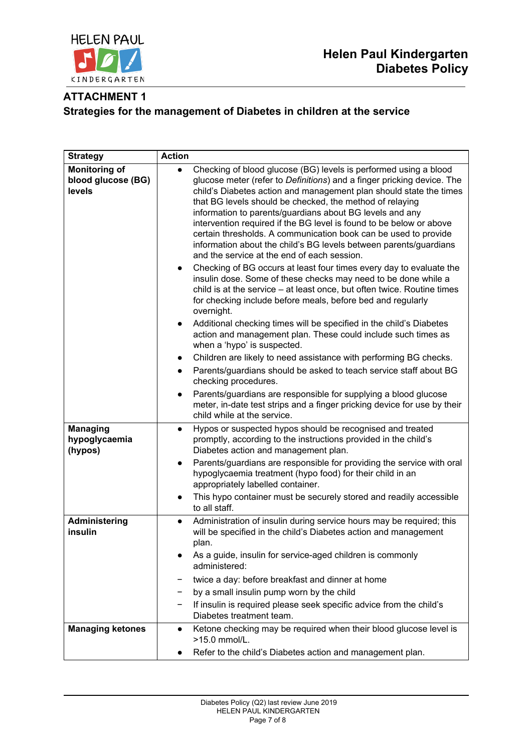## ATTACHMENT 1

## Strategies for the management of Diabetes in children at the service

| Strategy | Action |
|---|---|
| **Monitoring of blood glucose (BG) levels** | • Checking of blood glucose (BG) levels is performed using a blood glucose meter (refer to *Definitions*) and a finger pricking device. The child's Diabetes action and management plan should state the times that BG levels should be checked, the method of relaying information to parents/guardians about BG levels and any intervention required if the BG level is found to be below or above certain thresholds. A communication book can be used to provide information about the child's BG levels between parents/guardians and the service at the end of each session.<br>• Checking of BG occurs at least four times every day to evaluate the insulin dose. Some of these checks may need to be done while a child is at the service – at least once, but often twice. Routine times for checking include before meals, before bed and regularly overnight.<br>• Additional checking times will be specified in the child's Diabetes action and management plan. These could include such times as when a 'hypo' is suspected.<br>• Children are likely to need assistance with performing BG checks.<br>• Parents/guardians should be asked to teach service staff about BG checking procedures.<br>• Parents/guardians are responsible for supplying a blood glucose meter, in-date test strips and a finger pricking device for use by their child while at the service. |
| **Managing hypoglycaemia (hypos)** | • Hypos or suspected hypos should be recognised and treated promptly, according to the instructions provided in the child's Diabetes action and management plan.<br>• Parents/guardians are responsible for providing the service with oral hypoglycaemia treatment (hypo food) for their child in an appropriately labelled container.<br>• This hypo container must be securely stored and readily accessible to all staff. |
| **Administering insulin** | • Administration of insulin during service hours may be required; this will be specified in the child's Diabetes action and management plan.<br>• As a guide, insulin for service-aged children is commonly administered:<br>– twice a day: before breakfast and dinner at home<br>– by a small insulin pump worn by the child<br>– If insulin is required please seek specific advice from the child's Diabetes treatment team. |
| **Managing ketones** | • Ketone checking may be required when their blood glucose level is >15.0 mmol/L.<br>• Refer to the child's Diabetes action and management plan. |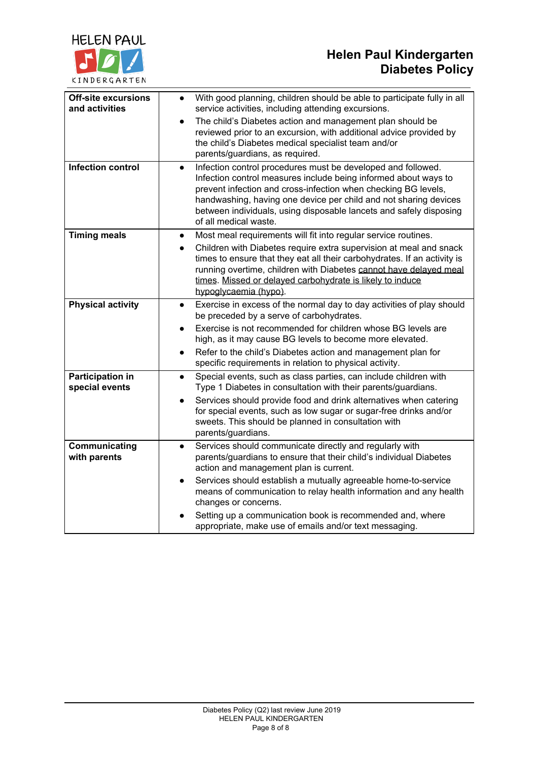| | |
|---|---|
| **Off-site excursions and activities** | • With good planning, children should be able to participate fully in all service activities, including attending excursions.<br>• The child's Diabetes action and management plan should be reviewed prior to an excursion, with additional advice provided by the child's Diabetes medical specialist team and/or parents/guardians, as required. |
| **Infection control** | • Infection control procedures must be developed and followed. Infection control measures include being informed about ways to prevent infection and cross-infection when checking BG levels, handwashing, having one device per child and not sharing devices between individuals, using disposable lancets and safely disposing of all medical waste. |
| **Timing meals** | • Most meal requirements will fit into regular service routines.<br>• Children with Diabetes require extra supervision at meal and snack times to ensure that they eat all their carbohydrates. If an activity is running overtime, children with Diabetes cannot have delayed meal times. Missed or delayed carbohydrate is likely to induce hypoglycaemia (hypo). |
| **Physical activity** | • Exercise in excess of the normal day to day activities of play should be preceded by a serve of carbohydrates.<br>• Exercise is not recommended for children whose BG levels are high, as it may cause BG levels to become more elevated.<br>• Refer to the child's Diabetes action and management plan for specific requirements in relation to physical activity. |
| **Participation in special events** | • Special events, such as class parties, can include children with Type 1 Diabetes in consultation with their parents/guardians.<br>• Services should provide food and drink alternatives when catering for special events, such as low sugar or sugar-free drinks and/or sweets. This should be planned in consultation with parents/guardians. |
| **Communicating with parents** | • Services should communicate directly and regularly with parents/guardians to ensure that their child's individual Diabetes action and management plan is current.<br>• Services should establish a mutually agreeable home-to-service means of communication to relay health information and any health changes or concerns.<br>• Setting up a communication book is recommended and, where appropriate, make use of emails and/or text messaging. |